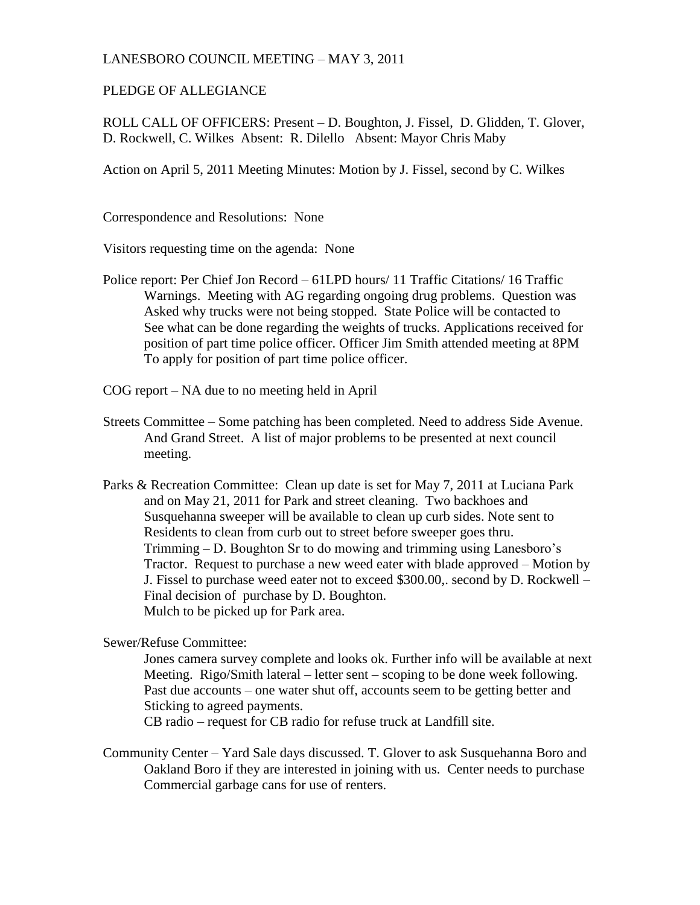LANESBORO COUNCIL MEETING – MAY 3, 2011

PLEDGE OF ALLEGIANCE

ROLL CALL OF OFFICERS: Present – D. Boughton, J. Fissel, D. Glidden, T. Glover, D. Rockwell, C. Wilkes Absent: R. Dilello Absent: Mayor Chris Maby

Action on April 5, 2011 Meeting Minutes: Motion by J. Fissel, second by C. Wilkes

Correspondence and Resolutions: None

Visitors requesting time on the agenda: None

Police report: Per Chief Jon Record – 61LPD hours/ 11 Traffic Citations/ 16 Traffic Warnings. Meeting with AG regarding ongoing drug problems. Question was Asked why trucks were not being stopped. State Police will be contacted to See what can be done regarding the weights of trucks. Applications received for position of part time police officer. Officer Jim Smith attended meeting at 8PM To apply for position of part time police officer.

COG report – NA due to no meeting held in April

Streets Committee – Some patching has been completed. Need to address Side Avenue. And Grand Street. A list of major problems to be presented at next council meeting.

Parks & Recreation Committee: Clean up date is set for May 7, 2011 at Luciana Park and on May 21, 2011 for Park and street cleaning. Two backhoes and Susquehanna sweeper will be available to clean up curb sides. Note sent to Residents to clean from curb out to street before sweeper goes thru. Trimming – D. Boughton Sr to do mowing and trimming using Lanesboro's Tractor. Request to purchase a new weed eater with blade approved – Motion by J. Fissel to purchase weed eater not to exceed $300.00,. second by D. Rockwell – Final decision of purchase by D. Boughton.
Mulch to be picked up for Park area.

Sewer/Refuse Committee:

Jones camera survey complete and looks ok. Further info will be available at next Meeting. Rigo/Smith lateral – letter sent – scoping to be done week following. Past due accounts – one water shut off, accounts seem to be getting better and Sticking to agreed payments.
CB radio – request for CB radio for refuse truck at Landfill site.

Community Center – Yard Sale days discussed. T. Glover to ask Susquehanna Boro and Oakland Boro if they are interested in joining with us. Center needs to purchase Commercial garbage cans for use of renters.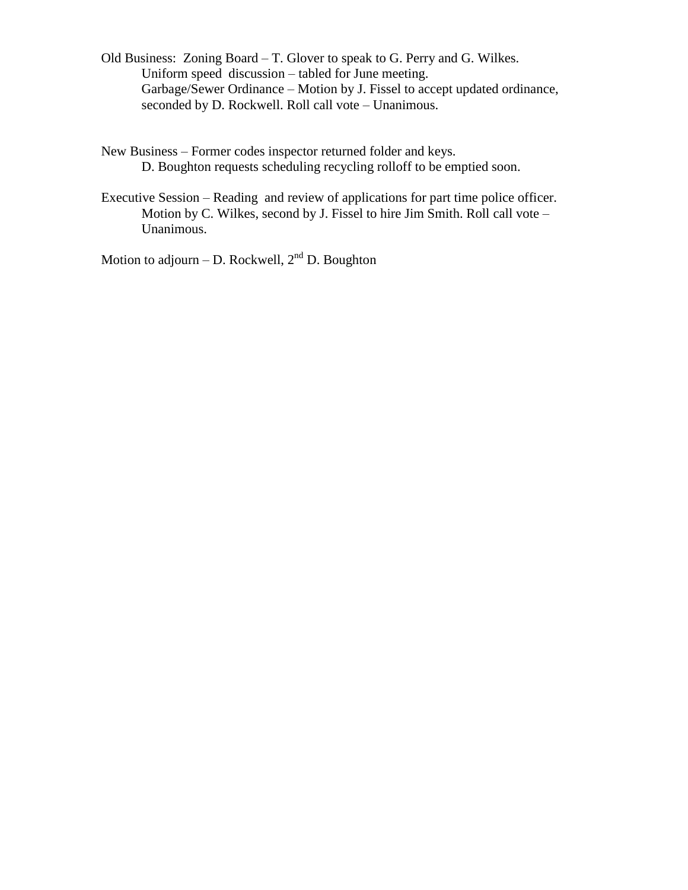Old Business: Zoning Board – T. Glover to speak to G. Perry and G. Wilkes.

Uniform speed discussion – tabled for June meeting.

Garbage/Sewer Ordinance – Motion by J. Fissel to accept updated ordinance, seconded by D. Rockwell. Roll call vote – Unanimous.

New Business – Former codes inspector returned folder and keys.

D. Boughton requests scheduling recycling rolloff to be emptied soon.

Executive Session – Reading and review of applications for part time police officer.

Motion by C. Wilkes, second by J. Fissel to hire Jim Smith. Roll call vote – Unanimous.

Motion to adjourn – D. Rockwell, 2nd D. Boughton